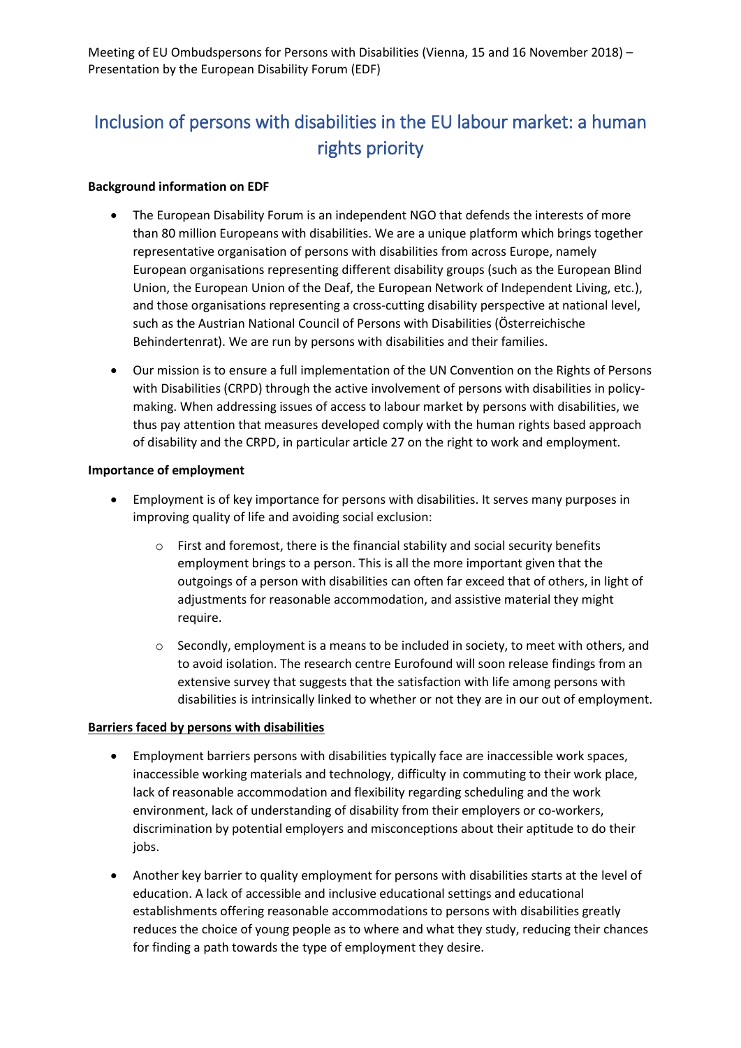Meeting of EU Ombudspersons for Persons with Disabilities (Vienna, 15 and 16 November 2018) – Presentation by the European Disability Forum (EDF)

# Inclusion of persons with disabilities in the EU labour market: a human rights priority

**Background information on EDF**

- The European Disability Forum is an independent NGO that defends the interests of more than 80 million Europeans with disabilities. We are a unique platform which brings together representative organisation of persons with disabilities from across Europe, namely European organisations representing different disability groups (such as the European Blind Union, the European Union of the Deaf, the European Network of Independent Living, etc.), and those organisations representing a cross-cutting disability perspective at national level, such as the Austrian National Council of Persons with Disabilities (Österreichische Behindertenrat). We are run by persons with disabilities and their families.
- Our mission is to ensure a full implementation of the UN Convention on the Rights of Persons with Disabilities (CRPD) through the active involvement of persons with disabilities in policy-making. When addressing issues of access to labour market by persons with disabilities, we thus pay attention that measures developed comply with the human rights based approach of disability and the CRPD, in particular article 27 on the right to work and employment.

**Importance of employment**

- Employment is of key importance for persons with disabilities. It serves many purposes in improving quality of life and avoiding social exclusion:
  - First and foremost, there is the financial stability and social security benefits employment brings to a person. This is all the more important given that the outgoings of a person with disabilities can often far exceed that of others, in light of adjustments for reasonable accommodation, and assistive material they might require.
  - Secondly, employment is a means to be included in society, to meet with others, and to avoid isolation. The research centre Eurofound will soon release findings from an extensive survey that suggests that the satisfaction with life among persons with disabilities is intrinsically linked to whether or not they are in our out of employment.

**Barriers faced by persons with disabilities**

- Employment barriers persons with disabilities typically face are inaccessible work spaces, inaccessible working materials and technology, difficulty in commuting to their work place, lack of reasonable accommodation and flexibility regarding scheduling and the work environment, lack of understanding of disability from their employers or co-workers, discrimination by potential employers and misconceptions about their aptitude to do their jobs.
- Another key barrier to quality employment for persons with disabilities starts at the level of education. A lack of accessible and inclusive educational settings and educational establishments offering reasonable accommodations to persons with disabilities greatly reduces the choice of young people as to where and what they study, reducing their chances for finding a path towards the type of employment they desire.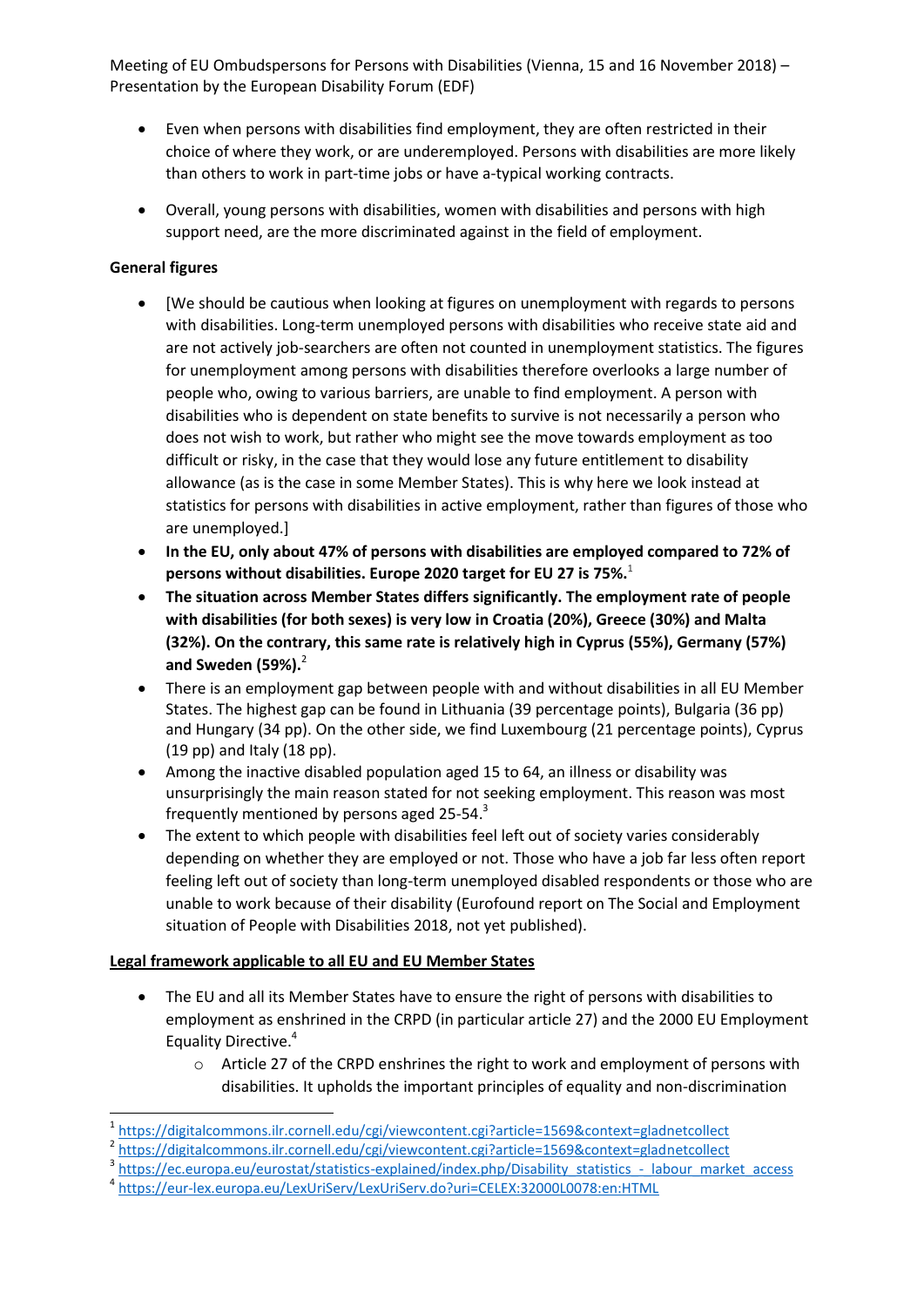- Even when persons with disabilities find employment, they are often restricted in their choice of where they work, or are underemployed. Persons with disabilities are more likely than others to work in part-time jobs or have a-typical working contracts.
- Overall, young persons with disabilities, women with disabilities and persons with high support need, are the more discriminated against in the field of employment.

**General figures**

- [We should be cautious when looking at figures on unemployment with regards to persons with disabilities. Long-term unemployed persons with disabilities who receive state aid and are not actively job-searchers are often not counted in unemployment statistics. The figures for unemployment among persons with disabilities therefore overlooks a large number of people who, owing to various barriers, are unable to find employment. A person with disabilities who is dependent on state benefits to survive is not necessarily a person who does not wish to work, but rather who might see the move towards employment as too difficult or risky, in the case that they would lose any future entitlement to disability allowance (as is the case in some Member States). This is why here we look instead at statistics for persons with disabilities in active employment, rather than figures of those who are unemployed.]
- **In the EU, only about 47% of persons with disabilities are employed compared to 72% of persons without disabilities. Europe 2020 target for EU 27 is 75%.**[1]
- **The situation across Member States differs significantly. The employment rate of people with disabilities (for both sexes) is very low in Croatia (20%), Greece (30%) and Malta (32%). On the contrary, this same rate is relatively high in Cyprus (55%), Germany (57%) and Sweden (59%).**[2]
- There is an employment gap between people with and without disabilities in all EU Member States. The highest gap can be found in Lithuania (39 percentage points), Bulgaria (36 pp) and Hungary (34 pp). On the other side, we find Luxembourg (21 percentage points), Cyprus (19 pp) and Italy (18 pp).
- Among the inactive disabled population aged 15 to 64, an illness or disability was unsurprisingly the main reason stated for not seeking employment. This reason was most frequently mentioned by persons aged 25-54.[3]
- The extent to which people with disabilities feel left out of society varies considerably depending on whether they are employed or not. Those who have a job far less often report feeling left out of society than long-term unemployed disabled respondents or those who are unable to work because of their disability (Eurofound report on The Social and Employment situation of People with Disabilities 2018, not yet published).

**Legal framework applicable to all EU and EU Member States**

- The EU and all its Member States have to ensure the right of persons with disabilities to employment as enshrined in the CRPD (in particular article 27) and the 2000 EU Employment Equality Directive.[4]
  - Article 27 of the CRPD enshrines the right to work and employment of persons with disabilities. It upholds the important principles of equality and non-discrimination

[1] https://digitalcommons.ilr.cornell.edu/cgi/viewcontent.cgi?article=1569&context=gladnetcollect

[2] https://digitalcommons.ilr.cornell.edu/cgi/viewcontent.cgi?article=1569&context=gladnetcollect

[3] https://ec.europa.eu/eurostat/statistics-explained/index.php/Disability_statistics_-_labour_market_access

[4] https://eur-lex.europa.eu/LexUriServ/LexUriServ.do?uri=CELEX:32000L0078:en:HTML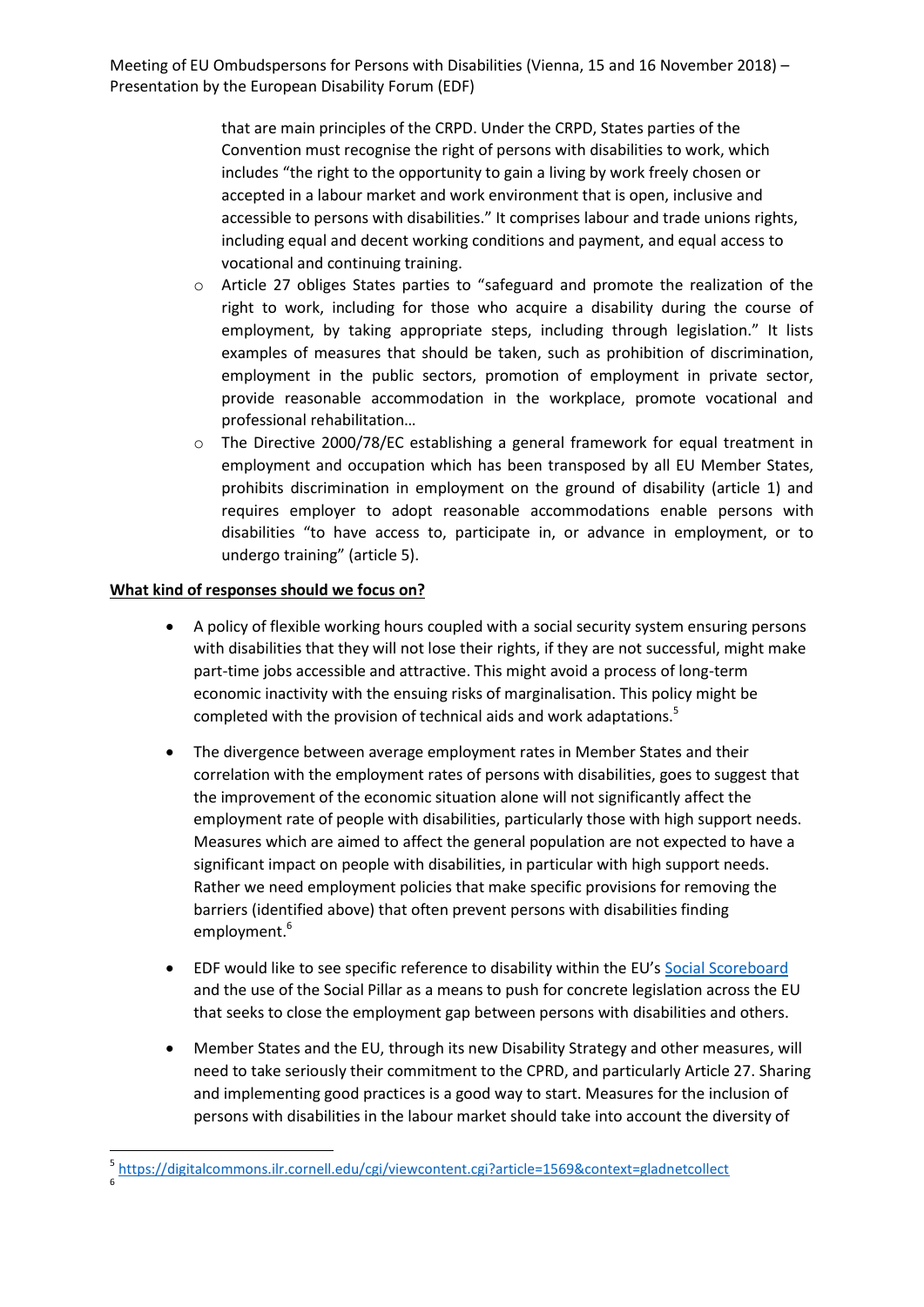that are main principles of the CRPD. Under the CRPD, States parties of the Convention must recognise the right of persons with disabilities to work, which includes "the right to the opportunity to gain a living by work freely chosen or accepted in a labour market and work environment that is open, inclusive and accessible to persons with disabilities." It comprises labour and trade unions rights, including equal and decent working conditions and payment, and equal access to vocational and continuing training.

- Article 27 obliges States parties to "safeguard and promote the realization of the right to work, including for those who acquire a disability during the course of employment, by taking appropriate steps, including through legislation." It lists examples of measures that should be taken, such as prohibition of discrimination, employment in the public sectors, promotion of employment in private sector, provide reasonable accommodation in the workplace, promote vocational and professional rehabilitation…
- The Directive 2000/78/EC establishing a general framework for equal treatment in employment and occupation which has been transposed by all EU Member States, prohibits discrimination in employment on the ground of disability (article 1) and requires employer to adopt reasonable accommodations enable persons with disabilities "to have access to, participate in, or advance in employment, or to undergo training" (article 5).

**What kind of responses should we focus on?**

- A policy of flexible working hours coupled with a social security system ensuring persons with disabilities that they will not lose their rights, if they are not successful, might make part-time jobs accessible and attractive. This might avoid a process of long-term economic inactivity with the ensuing risks of marginalisation. This policy might be completed with the provision of technical aids and work adaptations.[5]

- The divergence between average employment rates in Member States and their correlation with the employment rates of persons with disabilities, goes to suggest that the improvement of the economic situation alone will not significantly affect the employment rate of people with disabilities, particularly those with high support needs. Measures which are aimed to affect the general population are not expected to have a significant impact on people with disabilities, in particular with high support needs. Rather we need employment policies that make specific provisions for removing the barriers (identified above) that often prevent persons with disabilities finding employment.[6]

- EDF would like to see specific reference to disability within the EU's Social Scoreboard and the use of the Social Pillar as a means to push for concrete legislation across the EU that seeks to close the employment gap between persons with disabilities and others.

- Member States and the EU, through its new Disability Strategy and other measures, will need to take seriously their commitment to the CPRD, and particularly Article 27. Sharing and implementing good practices is a good way to start. Measures for the inclusion of persons with disabilities in the labour market should take into account the diversity of

[5] https://digitalcommons.ilr.cornell.edu/cgi/viewcontent.cgi?article=1569&context=gladnetcollect

[6]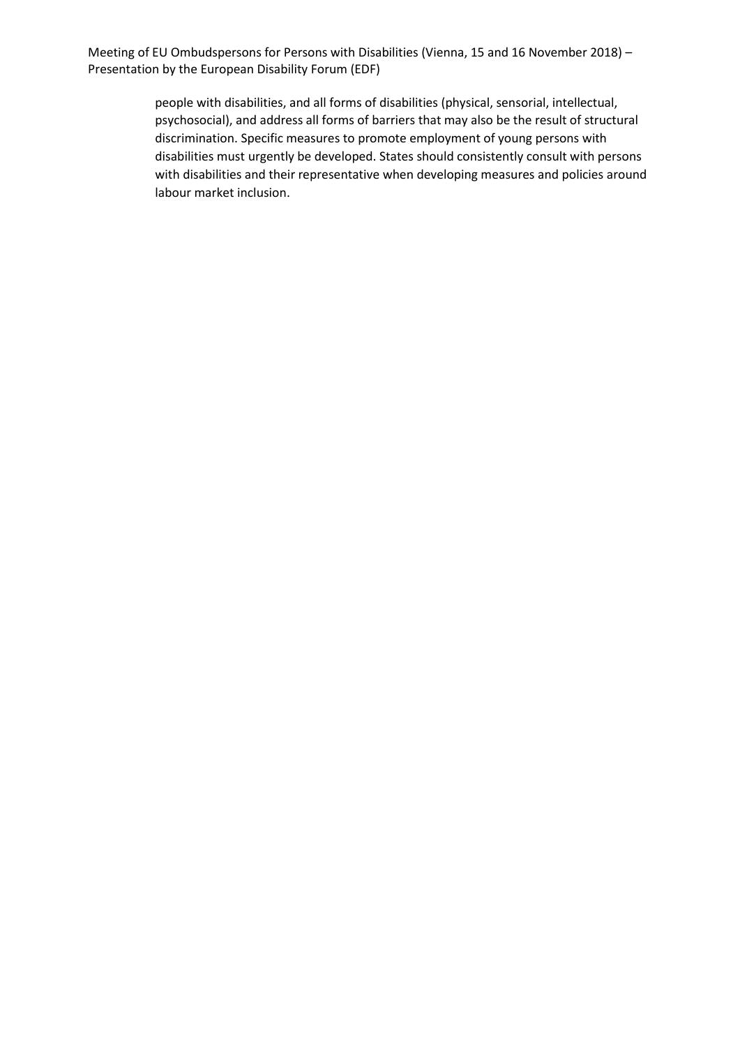people with disabilities, and all forms of disabilities (physical, sensorial, intellectual, psychosocial), and address all forms of barriers that may also be the result of structural discrimination. Specific measures to promote employment of young persons with disabilities must urgently be developed. States should consistently consult with persons with disabilities and their representative when developing measures and policies around labour market inclusion.